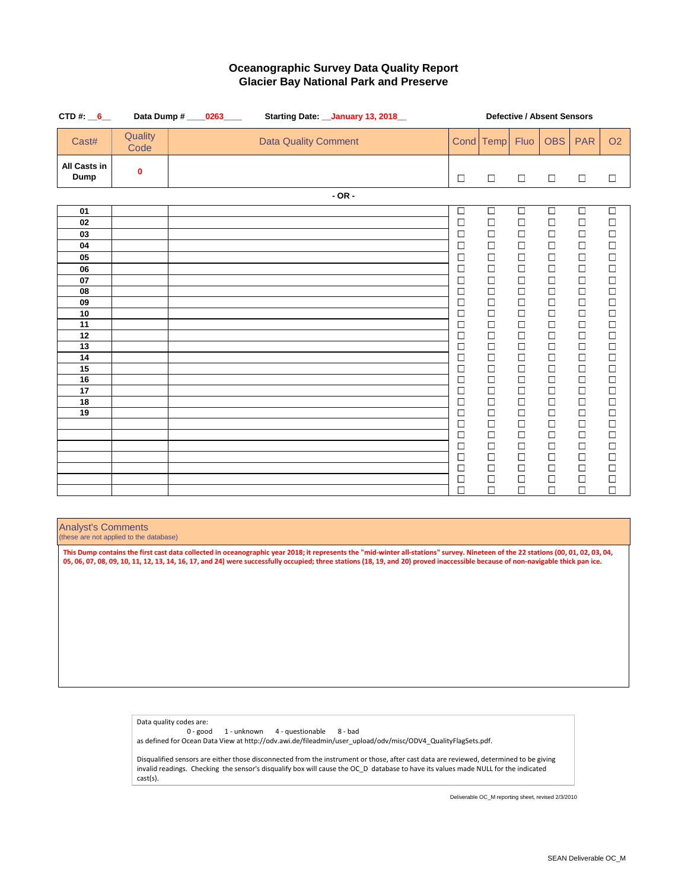# Oceanographic Survey Data Quality Report
## Glacier Bay National Park and Preserve

**CTD #:** __6__ **Data Dump #** ____0263____ **Starting Date:** __January 13, 2018__

**Defective / Absent Sensors**

| Cast# | Quality Code | Data Quality Comment | Cond | Temp | Fluo | OBS | PAR | O2 |
|---|---|---|---|---|---|---|---|---|
| **All Casts in Dump** | 0 | | ☐ | ☐ | ☐ | ☐ | ☐ | ☐ |

**- OR -**

| Cast# | Quality Code | Data Quality Comment | Cond | Temp | Fluo | OBS | PAR | O2 |
|---|---|---|---|---|---|---|---|---|
| 01 | | | ☐ | ☐ | ☐ | ☐ | ☐ | ☐ |
| 02 | | | ☐ | ☐ | ☐ | ☐ | ☐ | ☐ |
| 03 | | | ☐ | ☐ | ☐ | ☐ | ☐ | ☐ |
| 04 | | | ☐ | ☐ | ☐ | ☐ | ☐ | ☐ |
| 05 | | | ☐ | ☐ | ☐ | ☐ | ☐ | ☐ |
| 06 | | | ☐ | ☐ | ☐ | ☐ | ☐ | ☐ |
| 07 | | | ☐ | ☐ | ☐ | ☐ | ☐ | ☐ |
| 08 | | | ☐ | ☐ | ☐ | ☐ | ☐ | ☐ |
| 09 | | | ☐ | ☐ | ☐ | ☐ | ☐ | ☐ |
| 10 | | | ☐ | ☐ | ☐ | ☐ | ☐ | ☐ |
| 11 | | | ☐ | ☐ | ☐ | ☐ | ☐ | ☐ |
| 12 | | | ☐ | ☐ | ☐ | ☐ | ☐ | ☐ |
| 13 | | | ☐ | ☐ | ☐ | ☐ | ☐ | ☐ |
| 14 | | | ☐ | ☐ | ☐ | ☐ | ☐ | ☐ |
| 15 | | | ☐ | ☐ | ☐ | ☐ | ☐ | ☐ |
| 16 | | | ☐ | ☐ | ☐ | ☐ | ☐ | ☐ |
| 17 | | | ☐ | ☐ | ☐ | ☐ | ☐ | ☐ |
| 18 | | | ☐ | ☐ | ☐ | ☐ | ☐ | ☐ |
| 19 | | | ☐ | ☐ | ☐ | ☐ | ☐ | ☐ |
| | | | ☐ | ☐ | ☐ | ☐ | ☐ | ☐ |
| | | | ☐ | ☐ | ☐ | ☐ | ☐ | ☐ |
| | | | ☐ | ☐ | ☐ | ☐ | ☐ | ☐ |
| | | | ☐ | ☐ | ☐ | ☐ | ☐ | ☐ |
| | | | ☐ | ☐ | ☐ | ☐ | ☐ | ☐ |
| | | | ☐ | ☐ | ☐ | ☐ | ☐ | ☐ |
| | | | ☐ | ☐ | ☐ | ☐ | ☐ | ☐ |

**Analyst's Comments**
(these are not applied to the database)

This Dump contains the first cast data collected in oceanographic year 2018; it represents the "mid-winter all-stations" survey. Nineteen of the 22 stations (00, 01, 02, 03, 04, 05, 06, 07, 08, 09, 10, 11, 12, 13, 14, 16, 17, and 24) were successfully occupied; three stations (18, 19, and 20) proved inaccessible because of non-navigable thick pan ice.

Data quality codes are:
0 - good   1 - unknown   4 - questionable   8 - bad
as defined for Ocean Data View at http://odv.awi.de/fileadmin/user_upload/odv/misc/ODV4_QualityFlagSets.pdf.

Disqualified sensors are either those disconnected from the instrument or those, after cast data are reviewed, determined to be giving invalid readings. Checking the sensor's disqualify box will cause the OC_D database to have its values made NULL for the indicated cast(s).

Deliverable OC_M reporting sheet, revised 2/3/2010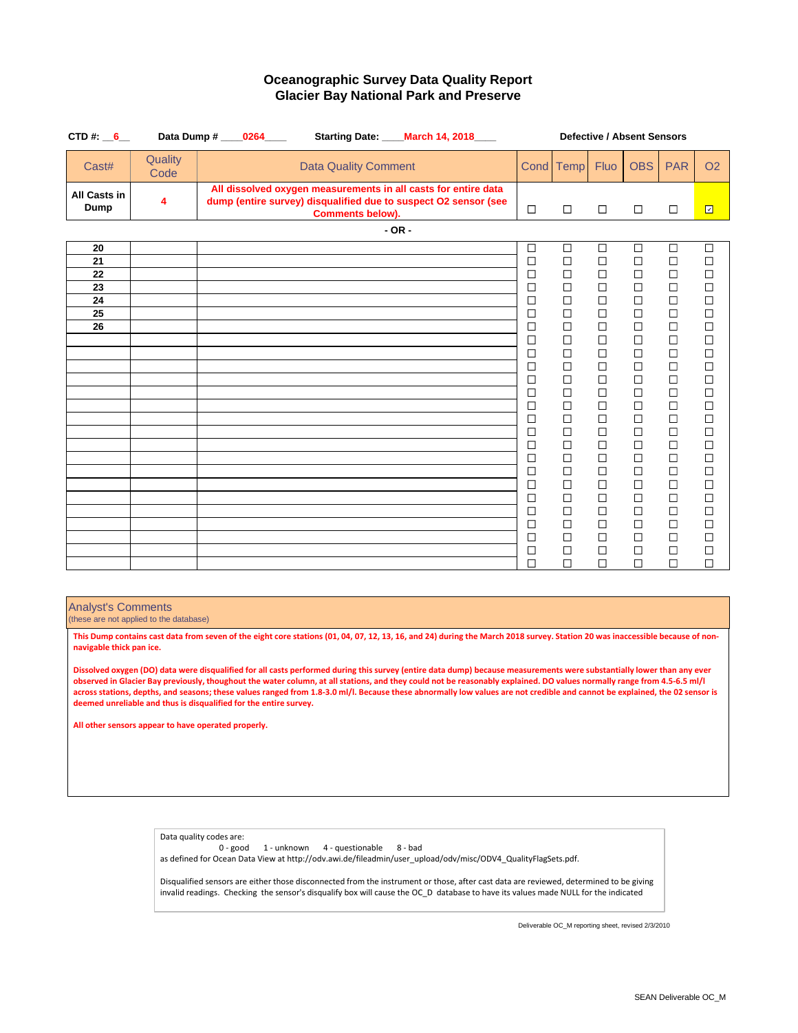# Oceanographic Survey Data Quality Report
## Glacier Bay National Park and Preserve

**CTD #:** 6 **Data Dump #** 0264 **Starting Date:** March 14, 2018

| Cast# | Quality Code | Data Quality Comment | Cond | Temp | Fluo | OBS | PAR | O2 |
|---|---|---|---|---|---|---|---|---|
| All Casts in Dump | 4 | All dissolved oxygen measurements in all casts for entire data dump (entire survey) disqualified due to suspect O2 sensor (see Comments below). | ☐ | ☐ | ☐ | ☐ | ☐ | ☑ |

Defective / Absent Sensors: Cond, Temp, Fluo, OBS, PAR, O2

**- OR -**

| Cast# | Quality Code | Data Quality Comment | Cond | Temp | Fluo | OBS | PAR | O2 |
|---|---|---|---|---|---|---|---|---|
| 20 | | | ☐ | ☐ | ☐ | ☐ | ☐ | ☐ |
| 21 | | | ☐ | ☐ | ☐ | ☐ | ☐ | ☐ |
| 22 | | | ☐ | ☐ | ☐ | ☐ | ☐ | ☐ |
| 23 | | | ☐ | ☐ | ☐ | ☐ | ☐ | ☐ |
| 24 | | | ☐ | ☐ | ☐ | ☐ | ☐ | ☐ |
| 25 | | | ☐ | ☐ | ☐ | ☐ | ☐ | ☐ |
| 26 | | | ☐ | ☐ | ☐ | ☐ | ☐ | ☐ |
| | | | ☐ | ☐ | ☐ | ☐ | ☐ | ☐ |
| | | | ☐ | ☐ | ☐ | ☐ | ☐ | ☐ |
| | | | ☐ | ☐ | ☐ | ☐ | ☐ | ☐ |
| | | | ☐ | ☐ | ☐ | ☐ | ☐ | ☐ |
| | | | ☐ | ☐ | ☐ | ☐ | ☐ | ☐ |
| | | | ☐ | ☐ | ☐ | ☐ | ☐ | ☐ |
| | | | ☐ | ☐ | ☐ | ☐ | ☐ | ☐ |
| | | | ☐ | ☐ | ☐ | ☐ | ☐ | ☐ |
| | | | ☐ | ☐ | ☐ | ☐ | ☐ | ☐ |
| | | | ☐ | ☐ | ☐ | ☐ | ☐ | ☐ |
| | | | ☐ | ☐ | ☐ | ☐ | ☐ | ☐ |
| | | | ☐ | ☐ | ☐ | ☐ | ☐ | ☐ |
| | | | ☐ | ☐ | ☐ | ☐ | ☐ | ☐ |
| | | | ☐ | ☐ | ☐ | ☐ | ☐ | ☐ |
| | | | ☐ | ☐ | ☐ | ☐ | ☐ | ☐ |
| | | | ☐ | ☐ | ☐ | ☐ | ☐ | ☐ |
| | | | ☐ | ☐ | ☐ | ☐ | ☐ | ☐ |
| | | | ☐ | ☐ | ☐ | ☐ | ☐ | ☐ |

## Analyst's Comments
(these are not applied to the database)

**This Dump contains cast data from seven of the eight core stations (01, 04, 07, 12, 13, 16, and 24) during the March 2018 survey. Station 20 was inaccessible because of non-navigable thick pan ice.**

**Dissolved oxygen (DO) data were disqualified for all casts performed during this survey (entire data dump) because measurements were substantially lower than any ever observed in Glacier Bay previously, thoughout the water column, at all stations, and they could not be reasonably explained. DO values normally range from 4.5-6.5 ml/l across stations, depths, and seasons; these values ranged from 1.8-3.0 ml/l. Because these abnormally low values are not credible and cannot be explained, the 02 sensor is deemed unreliable and thus is disqualified for the entire survey.**

**All other sensors appear to have operated properly.**

Data quality codes are:
0 - good 1 - unknown 4 - questionable 8 - bad
as defined for Ocean Data View at http://odv.awi.de/fileadmin/user_upload/odv/misc/ODV4_QualityFlagSets.pdf.

Disqualified sensors are either those disconnected from the instrument or those, after cast data are reviewed, determined to be giving invalid readings. Checking the sensor's disqualify box will cause the OC_D database to have its values made NULL for the indicated

Deliverable OC_M reporting sheet, revised 2/3/2010

SEAN Deliverable OC_M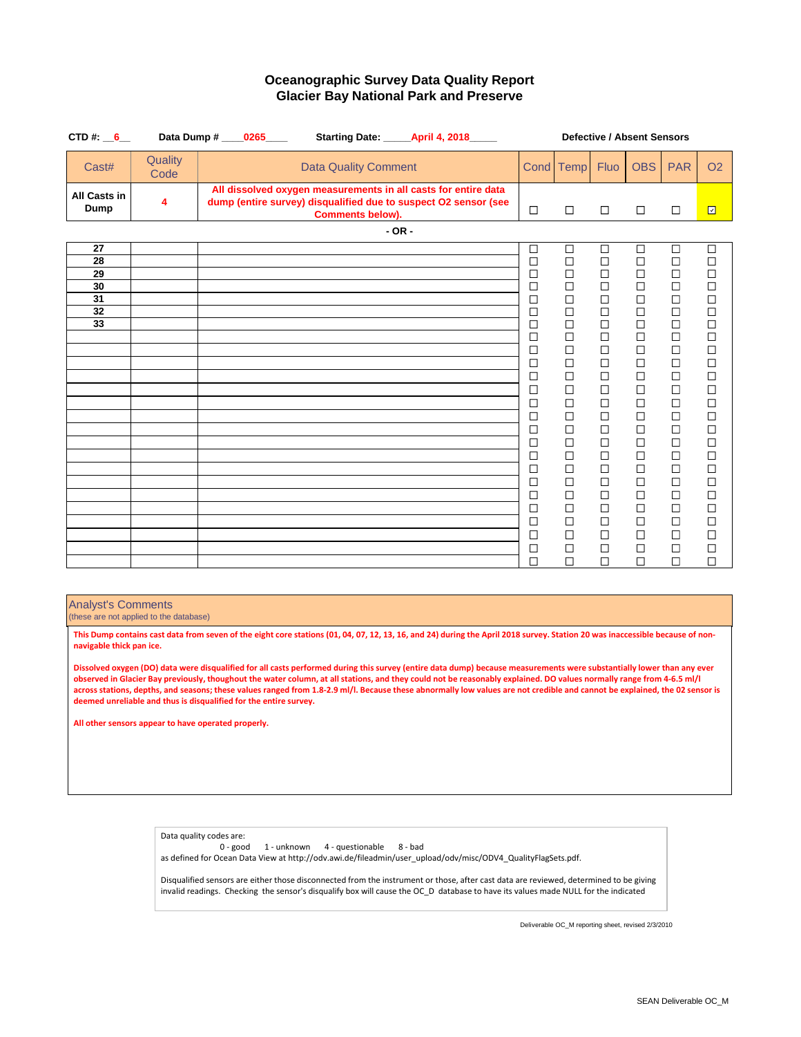# Oceanographic Survey Data Quality Report
## Glacier Bay National Park and Preserve

**CTD #:** __6__ **Data Dump #** ____0265____ **Starting Date:** _____April 4, 2018_____

**Defective / Absent Sensors**

| Cast# | Quality Code | Data Quality Comment | Cond | Temp | Fluo | OBS | PAR | O2 |
|---|---|---|---|---|---|---|---|---|
| **All Casts in Dump** | **4** | **All dissolved oxygen measurements in all casts for entire data dump (entire survey) disqualified due to suspect O2 sensor (see Comments below).** | ☐ | ☐ | ☐ | ☐ | ☐ | ☑ |

**- OR -**

| Cast# | Quality Code | Data Quality Comment | Cond | Temp | Fluo | OBS | PAR | O2 |
|---|---|---|---|---|---|---|---|---|
| 27 | | | ☐ | ☐ | ☐ | ☐ | ☐ | ☐ |
| 28 | | | ☐ | ☐ | ☐ | ☐ | ☐ | ☐ |
| 29 | | | ☐ | ☐ | ☐ | ☐ | ☐ | ☐ |
| 30 | | | ☐ | ☐ | ☐ | ☐ | ☐ | ☐ |
| 31 | | | ☐ | ☐ | ☐ | ☐ | ☐ | ☐ |
| 32 | | | ☐ | ☐ | ☐ | ☐ | ☐ | ☐ |
| 33 | | | ☐ | ☐ | ☐ | ☐ | ☐ | ☐ |
| | | | ☐ | ☐ | ☐ | ☐ | ☐ | ☐ |
| | | | ☐ | ☐ | ☐ | ☐ | ☐ | ☐ |
| | | | ☐ | ☐ | ☐ | ☐ | ☐ | ☐ |
| | | | ☐ | ☐ | ☐ | ☐ | ☐ | ☐ |
| | | | ☐ | ☐ | ☐ | ☐ | ☐ | ☐ |
| | | | ☐ | ☐ | ☐ | ☐ | ☐ | ☐ |
| | | | ☐ | ☐ | ☐ | ☐ | ☐ | ☐ |
| | | | ☐ | ☐ | ☐ | ☐ | ☐ | ☐ |
| | | | ☐ | ☐ | ☐ | ☐ | ☐ | ☐ |
| | | | ☐ | ☐ | ☐ | ☐ | ☐ | ☐ |
| | | | ☐ | ☐ | ☐ | ☐ | ☐ | ☐ |
| | | | ☐ | ☐ | ☐ | ☐ | ☐ | ☐ |
| | | | ☐ | ☐ | ☐ | ☐ | ☐ | ☐ |
| | | | ☐ | ☐ | ☐ | ☐ | ☐ | ☐ |
| | | | ☐ | ☐ | ☐ | ☐ | ☐ | ☐ |
| | | | ☐ | ☐ | ☐ | ☐ | ☐ | ☐ |
| | | | ☐ | ☐ | ☐ | ☐ | ☐ | ☐ |
| | | | ☐ | ☐ | ☐ | ☐ | ☐ | ☐ |

### Analyst's Comments
(these are not applied to the database)

**This Dump contains cast data from seven of the eight core stations (01, 04, 07, 12, 13, 16, and 24) during the April 2018 survey. Station 20 was inaccessible because of non-navigable thick pan ice.**

**Dissolved oxygen (DO) data were disqualified for all casts performed during this survey (entire data dump) because measurements were substantially lower than any ever observed in Glacier Bay previously, thoughout the water column, at all stations, and they could not be reasonably explained. DO values normally range from 4-6.5 ml/l across stations, depths, and seasons; these values ranged from 1.8-2.9 ml/l. Because these abnormally low values are not credible and cannot be explained, the 02 sensor is deemed unreliable and thus is disqualified for the entire survey.**

**All other sensors appear to have operated properly.**

Data quality codes are:
0 - good 1 - unknown 4 - questionable 8 - bad
as defined for Ocean Data View at http://odv.awi.de/fileadmin/user_upload/odv/misc/ODV4_QualityFlagSets.pdf.

Disqualified sensors are either those disconnected from the instrument or those, after cast data are reviewed, determined to be giving invalid readings. Checking the sensor's disqualify box will cause the OC_D database to have its values made NULL for the indicated

Deliverable OC_M reporting sheet, revised 2/3/2010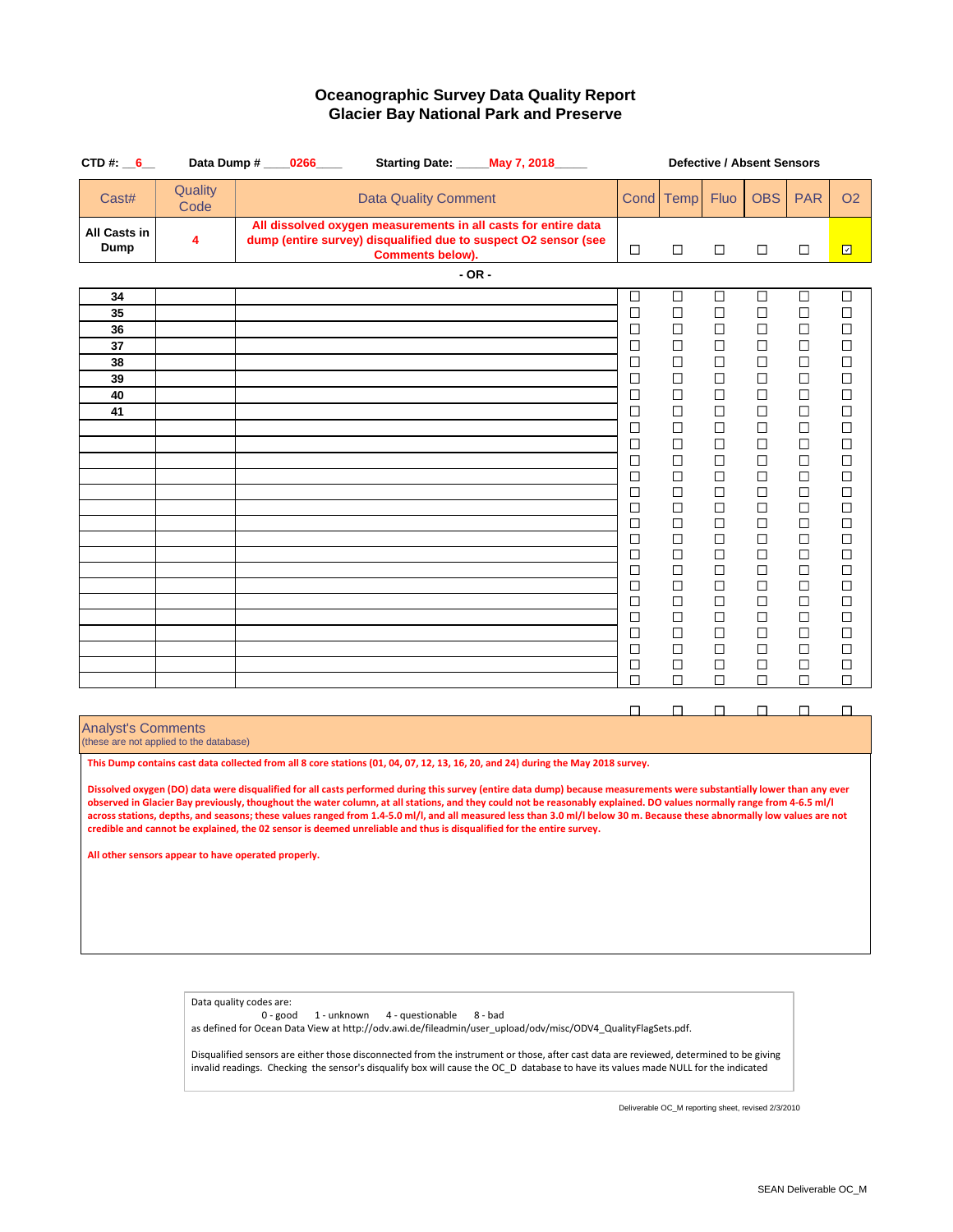# Oceanographic Survey Data Quality Report
## Glacier Bay National Park and Preserve

**CTD #:** __6__ **Data Dump #** ____0266____ **Starting Date:** _____May 7, 2018_____

**Defective / Absent Sensors**

| Cast# | Quality Code | Data Quality Comment | Cond | Temp | Fluo | OBS | PAR | O2 |
|---|---|---|---|---|---|---|---|---|
| **All Casts in Dump** | **4** | **All dissolved oxygen measurements in all casts for entire data dump (entire survey) disqualified due to suspect O2 sensor (see Comments below).** | ☐ | ☐ | ☐ | ☐ | ☐ | ☑ |

**- OR -**

| Cast# | Quality Code | Data Quality Comment | Cond | Temp | Fluo | OBS | PAR | O2 |
|---|---|---|---|---|---|---|---|---|
| **34** | | | ☐ | ☐ | ☐ | ☐ | ☐ | ☐ |
| **35** | | | ☐ | ☐ | ☐ | ☐ | ☐ | ☐ |
| **36** | | | ☐ | ☐ | ☐ | ☐ | ☐ | ☐ |
| **37** | | | ☐ | ☐ | ☐ | ☐ | ☐ | ☐ |
| **38** | | | ☐ | ☐ | ☐ | ☐ | ☐ | ☐ |
| **39** | | | ☐ | ☐ | ☐ | ☐ | ☐ | ☐ |
| **40** | | | ☐ | ☐ | ☐ | ☐ | ☐ | ☐ |
| **41** | | | ☐ | ☐ | ☐ | ☐ | ☐ | ☐ |
| | | | ☐ | ☐ | ☐ | ☐ | ☐ | ☐ |
| | | | ☐ | ☐ | ☐ | ☐ | ☐ | ☐ |
| | | | ☐ | ☐ | ☐ | ☐ | ☐ | ☐ |
| | | | ☐ | ☐ | ☐ | ☐ | ☐ | ☐ |
| | | | ☐ | ☐ | ☐ | ☐ | ☐ | ☐ |
| | | | ☐ | ☐ | ☐ | ☐ | ☐ | ☐ |
| | | | ☐ | ☐ | ☐ | ☐ | ☐ | ☐ |
| | | | ☐ | ☐ | ☐ | ☐ | ☐ | ☐ |
| | | | ☐ | ☐ | ☐ | ☐ | ☐ | ☐ |
| | | | ☐ | ☐ | ☐ | ☐ | ☐ | ☐ |
| | | | ☐ | ☐ | ☐ | ☐ | ☐ | ☐ |
| | | | ☐ | ☐ | ☐ | ☐ | ☐ | ☐ |
| | | | ☐ | ☐ | ☐ | ☐ | ☐ | ☐ |
| | | | ☐ | ☐ | ☐ | ☐ | ☐ | ☐ |
| | | | ☐ | ☐ | ☐ | ☐ | ☐ | ☐ |
| | | | ☐ | ☐ | ☐ | ☐ | ☐ | ☐ |
| | | | ☐ | ☐ | ☐ | ☐ | ☐ | ☐ |

## Analyst's Comments
(these are not applied to the database)

**This Dump contains cast data collected from all 8 core stations (01, 04, 07, 12, 13, 16, 20, and 24) during the May 2018 survey.**

**Dissolved oxygen (DO) data were disqualified for all casts performed during this survey (entire data dump) because measurements were substantially lower than any ever observed in Glacier Bay previously, thoughout the water column, at all stations, and they could not be reasonably explained. DO values normally range from 4-6.5 ml/l across stations, depths, and seasons; these values ranged from 1.4-5.0 ml/l, and all measured less than 3.0 ml/l below 30 m. Because these abnormally low values are not credible and cannot be explained, the 02 sensor is deemed unreliable and thus is disqualified for the entire survey.**

**All other sensors appear to have operated properly.**

Data quality codes are:
0 - good 1 - unknown 4 - questionable 8 - bad
as defined for Ocean Data View at http://odv.awi.de/fileadmin/user_upload/odv/misc/ODV4_QualityFlagSets.pdf.

Disqualified sensors are either those disconnected from the instrument or those, after cast data are reviewed, determined to be giving invalid readings. Checking the sensor's disqualify box will cause the OC_D database to have its values made NULL for the indicated

Deliverable OC_M reporting sheet, revised 2/3/2010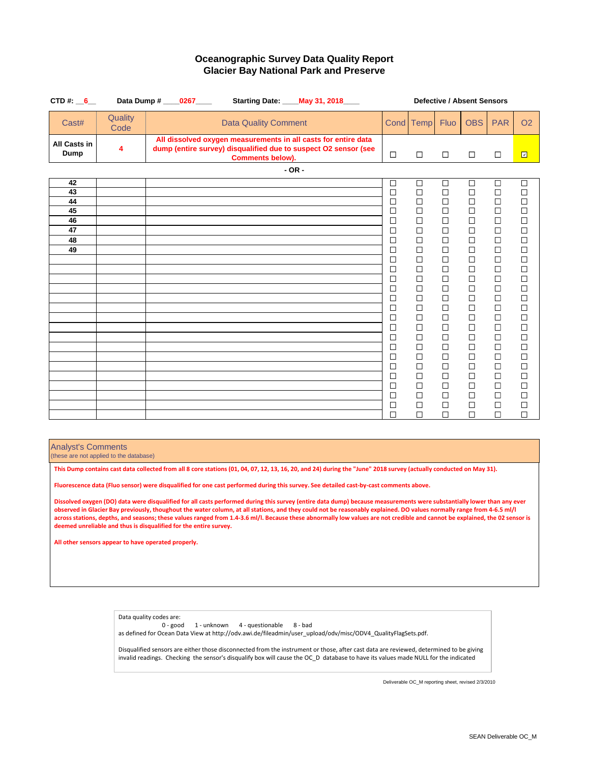# Oceanographic Survey Data Quality Report
## Glacier Bay National Park and Preserve

**CTD #:** __6__ **Data Dump #** ____0267____ **Starting Date:** ____May 31, 2018____

**Defective / Absent Sensors**

| Cast# | Quality Code | Data Quality Comment | Cond | Temp | Fluo | OBS | PAR | O2 |
|---|---|---|---|---|---|---|---|---|
| **All Casts in Dump** | **4** | **All dissolved oxygen measurements in all casts for entire data dump (entire survey) disqualified due to suspect O2 sensor (see Comments below).** | ☐ | ☐ | ☐ | ☐ | ☐ | ☑ |

**- OR -**

| Cast# | Quality Code | Data Quality Comment | Cond | Temp | Fluo | OBS | PAR | O2 |
|---|---|---|---|---|---|---|---|---|
| 42 | | | ☐ | ☐ | ☐ | ☐ | ☐ | ☐ |
| 43 | | | ☐ | ☐ | ☐ | ☐ | ☐ | ☐ |
| 44 | | | ☐ | ☐ | ☐ | ☐ | ☐ | ☐ |
| 45 | | | ☐ | ☐ | ☐ | ☐ | ☐ | ☐ |
| 46 | | | ☐ | ☐ | ☐ | ☐ | ☐ | ☐ |
| 47 | | | ☐ | ☐ | ☐ | ☐ | ☐ | ☐ |
| 48 | | | ☐ | ☐ | ☐ | ☐ | ☐ | ☐ |
| 49 | | | ☐ | ☐ | ☐ | ☐ | ☐ | ☐ |
| | | | ☐ | ☐ | ☐ | ☐ | ☐ | ☐ |
| | | | ☐ | ☐ | ☐ | ☐ | ☐ | ☐ |
| | | | ☐ | ☐ | ☐ | ☐ | ☐ | ☐ |
| | | | ☐ | ☐ | ☐ | ☐ | ☐ | ☐ |
| | | | ☐ | ☐ | ☐ | ☐ | ☐ | ☐ |
| | | | ☐ | ☐ | ☐ | ☐ | ☐ | ☐ |
| | | | ☐ | ☐ | ☐ | ☐ | ☐ | ☐ |
| | | | ☐ | ☐ | ☐ | ☐ | ☐ | ☐ |
| | | | ☐ | ☐ | ☐ | ☐ | ☐ | ☐ |
| | | | ☐ | ☐ | ☐ | ☐ | ☐ | ☐ |
| | | | ☐ | ☐ | ☐ | ☐ | ☐ | ☐ |
| | | | ☐ | ☐ | ☐ | ☐ | ☐ | ☐ |
| | | | ☐ | ☐ | ☐ | ☐ | ☐ | ☐ |
| | | | ☐ | ☐ | ☐ | ☐ | ☐ | ☐ |
| | | | ☐ | ☐ | ☐ | ☐ | ☐ | ☐ |
| | | | ☐ | ☐ | ☐ | ☐ | ☐ | ☐ |
| | | | ☐ | ☐ | ☐ | ☐ | ☐ | ☐ |

### Analyst's Comments
(these are not applied to the database)

**This Dump contains cast data collected from all 8 core stations (01, 04, 07, 12, 13, 16, 20, and 24) during the "June" 2018 survey (actually conducted on May 31).**

**Fluorescence data (Fluo sensor) were disqualified for one cast performed during this survey. See detailed cast-by-cast comments above.**

**Dissolved oxygen (DO) data were disqualified for all casts performed during this survey (entire data dump) because measurements were substantially lower than any ever observed in Glacier Bay previously, thoughout the water column, at all stations, and they could not be reasonably explained. DO values normally range from 4-6.5 ml/l across stations, depths, and seasons; these values ranged from 1.4-3.6 ml/l. Because these abnormally low values are not credible and cannot be explained, the 02 sensor is deemed unreliable and thus is disqualified for the entire survey.**

**All other sensors appear to have operated properly.**

Data quality codes are:
0 - good    1 - unknown    4 - questionable    8 - bad
as defined for Ocean Data View at http://odv.awi.de/fileadmin/user_upload/odv/misc/ODV4_QualityFlagSets.pdf.

Disqualified sensors are either those disconnected from the instrument or those, after cast data are reviewed, determined to be giving invalid readings. Checking the sensor's disqualify box will cause the OC_D database to have its values made NULL for the indicated

Deliverable OC_M reporting sheet, revised 2/3/2010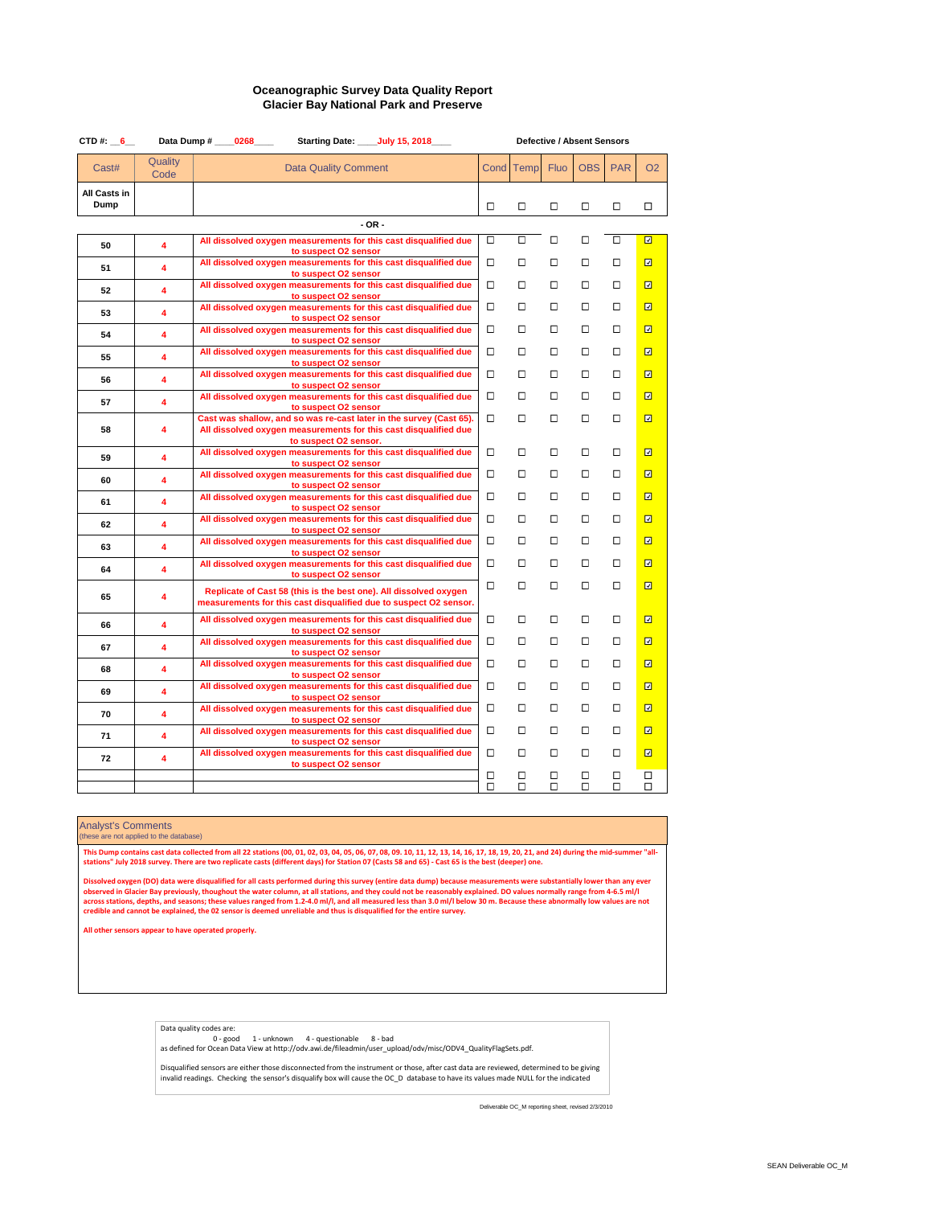# Oceanographic Survey Data Quality Report
## Glacier Bay National Park and Preserve

**CTD #:** 6 **Data Dump #** 0268 **Starting Date:** July 15, 2018

| Cast# | Quality Code | Data Quality Comment | Cond | Temp | Fluo | OBS | PAR | O2 |
|---|---|---|---|---|---|---|---|---|
| All Casts in Dump | | | ☐ | ☐ | ☐ | ☐ | ☐ | ☐ |
| - OR - | | | | | | | | |
| 50 | 4 | All dissolved oxygen measurements for this cast disqualified due to suspect O2 sensor | ☐ | ☐ | ☐ | ☐ | ☐ | ☑ |
| 51 | 4 | All dissolved oxygen measurements for this cast disqualified due to suspect O2 sensor | ☐ | ☐ | ☐ | ☐ | ☐ | ☑ |
| 52 | 4 | All dissolved oxygen measurements for this cast disqualified due to suspect O2 sensor | ☐ | ☐ | ☐ | ☐ | ☐ | ☑ |
| 53 | 4 | All dissolved oxygen measurements for this cast disqualified due to suspect O2 sensor | ☐ | ☐ | ☐ | ☐ | ☐ | ☑ |
| 54 | 4 | All dissolved oxygen measurements for this cast disqualified due to suspect O2 sensor | ☐ | ☐ | ☐ | ☐ | ☐ | ☑ |
| 55 | 4 | All dissolved oxygen measurements for this cast disqualified due to suspect O2 sensor | ☐ | ☐ | ☐ | ☐ | ☐ | ☑ |
| 56 | 4 | All dissolved oxygen measurements for this cast disqualified due to suspect O2 sensor | ☐ | ☐ | ☐ | ☐ | ☐ | ☑ |
| 57 | 4 | All dissolved oxygen measurements for this cast disqualified due to suspect O2 sensor | ☐ | ☐ | ☐ | ☐ | ☐ | ☑ |
| 58 | 4 | Cast was shallow, and so was re-cast later in the survey (Cast 65). All dissolved oxygen measurements for this cast disqualified due to suspect O2 sensor. | ☐ | ☐ | ☐ | ☐ | ☐ | ☑ |
| 59 | 4 | All dissolved oxygen measurements for this cast disqualified due to suspect O2 sensor | ☐ | ☐ | ☐ | ☐ | ☐ | ☑ |
| 60 | 4 | All dissolved oxygen measurements for this cast disqualified due to suspect O2 sensor | ☐ | ☐ | ☐ | ☐ | ☐ | ☑ |
| 61 | 4 | All dissolved oxygen measurements for this cast disqualified due to suspect O2 sensor | ☐ | ☐ | ☐ | ☐ | ☐ | ☑ |
| 62 | 4 | All dissolved oxygen measurements for this cast disqualified due to suspect O2 sensor | ☐ | ☐ | ☐ | ☐ | ☐ | ☑ |
| 63 | 4 | All dissolved oxygen measurements for this cast disqualified due to suspect O2 sensor | ☐ | ☐ | ☐ | ☐ | ☐ | ☑ |
| 64 | 4 | All dissolved oxygen measurements for this cast disqualified due to suspect O2 sensor | ☐ | ☐ | ☐ | ☐ | ☐ | ☑ |
| 65 | 4 | Replicate of Cast 58 (this is the best one). All dissolved oxygen measurements for this cast disqualified due to suspect O2 sensor. | ☐ | ☐ | ☐ | ☐ | ☐ | ☑ |
| 66 | 4 | All dissolved oxygen measurements for this cast disqualified due to suspect O2 sensor | ☐ | ☐ | ☐ | ☐ | ☐ | ☑ |
| 67 | 4 | All dissolved oxygen measurements for this cast disqualified due to suspect O2 sensor | ☐ | ☐ | ☐ | ☐ | ☐ | ☑ |
| 68 | 4 | All dissolved oxygen measurements for this cast disqualified due to suspect O2 sensor | ☐ | ☐ | ☐ | ☐ | ☐ | ☑ |
| 69 | 4 | All dissolved oxygen measurements for this cast disqualified due to suspect O2 sensor | ☐ | ☐ | ☐ | ☐ | ☐ | ☑ |
| 70 | 4 | All dissolved oxygen measurements for this cast disqualified due to suspect O2 sensor | ☐ | ☐ | ☐ | ☐ | ☐ | ☑ |
| 71 | 4 | All dissolved oxygen measurements for this cast disqualified due to suspect O2 sensor | ☐ | ☐ | ☐ | ☐ | ☐ | ☑ |
| 72 | 4 | All dissolved oxygen measurements for this cast disqualified due to suspect O2 sensor | ☐ | ☐ | ☐ | ☐ | ☐ | ☑ |
| | | | ☐ | ☐ | ☐ | ☐ | ☐ | ☐ |
| | | | ☐ | ☐ | ☐ | ☐ | ☐ | ☐ |

**Analyst's Comments**
(these are not applied to the database)

This Dump contains cast data collected from all 22 stations (00, 01, 02, 03, 04, 05, 06, 07, 08, 09. 10, 11, 12, 13, 14, 16, 17, 18, 19, 20, 21, and 24) during the mid-summer "all-stations" July 2018 survey. There are two replicate casts (different days) for Station 07 (Casts 58 and 65) - Cast 65 is the best (deeper) one.

Dissolved oxygen (DO) data were disqualified for all casts performed during this survey (entire data dump) because measurements were substantially lower than any ever observed in Glacier Bay previously, thoughout the water column, at all stations, and they could not be reasonably explained. DO values normally range from 4-6.5 ml/l across stations, depths, and seasons; these values ranged from 1.2-4.0 ml/l, and all measured less than 3.0 ml/l below 30 m. Because these abnormally low values are not credible and cannot be explained, the O2 sensor is deemed unreliable and thus is disqualified for the entire survey.

All other sensors appear to have operated properly.

Data quality codes are:
0 - good 1 - unknown 4 - questionable 8 - bad
as defined for Ocean Data View at http://odv.awi.de/fileadmin/user_upload/odv/misc/ODV4_QualityFlagSets.pdf.

Disqualified sensors are either those disconnected from the instrument or those, after cast data are reviewed, determined to be giving invalid readings. Checking the sensor's disqualify box will cause the OC_D database to have its values made NULL for the indicated

Deliverable OC_M reporting sheet, revised 2/3/2010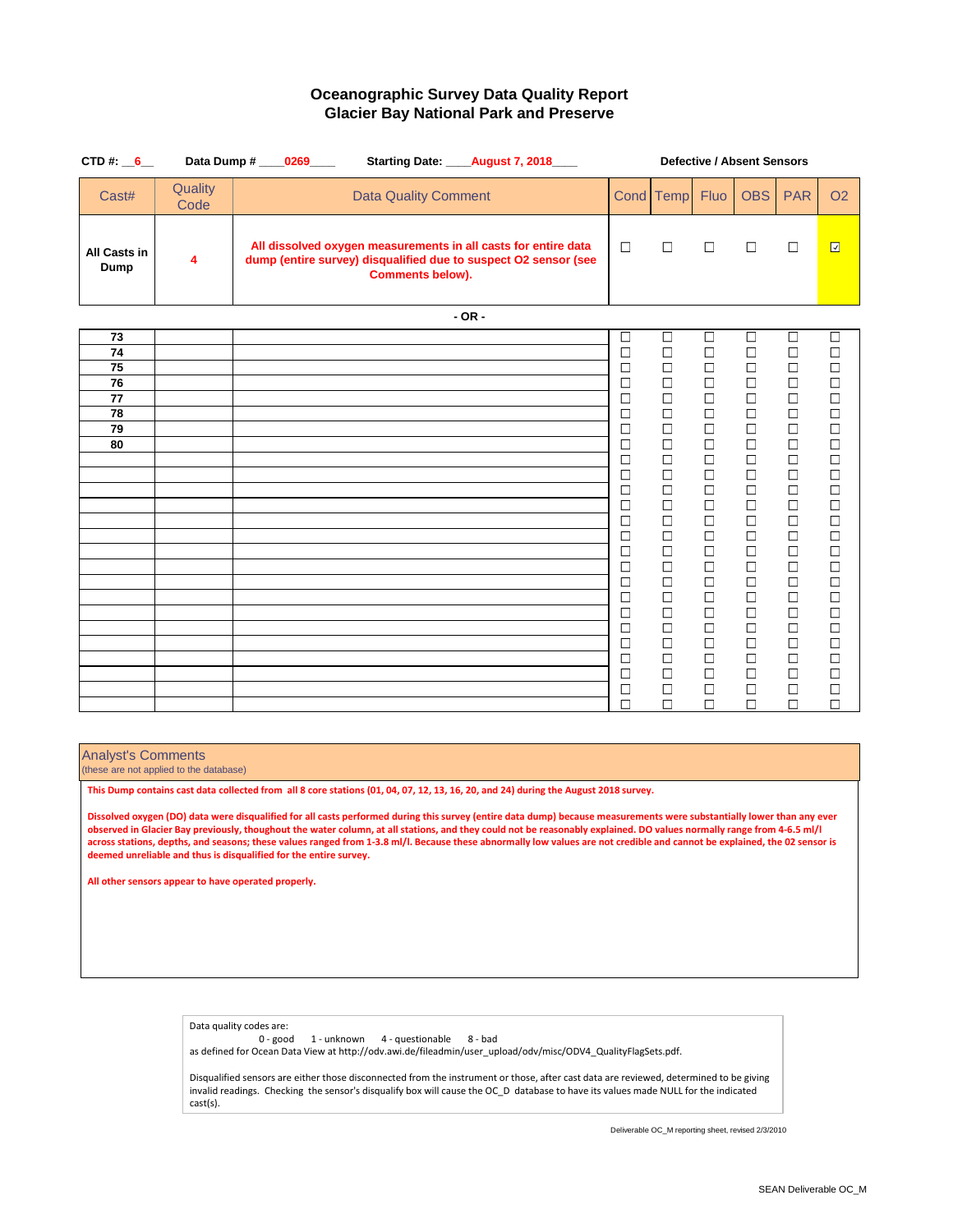# Oceanographic Survey Data Quality Report
## Glacier Bay National Park and Preserve

**CTD #:** 6 **Data Dump #** 0269 **Starting Date:** August 7, 2018

| Cast# | Quality Code | Data Quality Comment | Cond | Temp | Fluo | OBS | PAR | O2 |
|---|---|---|---|---|---|---|---|---|
| **All Casts in Dump** | **4** | **All dissolved oxygen measurements in all casts for entire data dump (entire survey) disqualified due to suspect O2 sensor (see Comments below).** | ☐ | ☐ | ☐ | ☐ | ☐ | ☑ |

Defective / Absent Sensors: Cond, Temp, Fluo, OBS, PAR, O2

**- OR -**

| Cast# | Quality Code | Data Quality Comment | Cond | Temp | Fluo | OBS | PAR | O2 |
|---|---|---|---|---|---|---|---|---|
| **73** | | | ☐ | ☐ | ☐ | ☐ | ☐ | ☐ |
| **74** | | | ☐ | ☐ | ☐ | ☐ | ☐ | ☐ |
| **75** | | | ☐ | ☐ | ☐ | ☐ | ☐ | ☐ |
| **76** | | | ☐ | ☐ | ☐ | ☐ | ☐ | ☐ |
| **77** | | | ☐ | ☐ | ☐ | ☐ | ☐ | ☐ |
| **78** | | | ☐ | ☐ | ☐ | ☐ | ☐ | ☐ |
| **79** | | | ☐ | ☐ | ☐ | ☐ | ☐ | ☐ |
| **80** | | | ☐ | ☐ | ☐ | ☐ | ☐ | ☐ |

### Analyst's Comments
(these are not applied to the database)

**This Dump contains cast data collected from all 8 core stations (01, 04, 07, 12, 13, 16, 20, and 24) during the August 2018 survey.**

**Dissolved oxygen (DO) data were disqualified for all casts performed during this survey (entire data dump) because measurements were substantially lower than any ever observed in Glacier Bay previously, thoughout the water column, at all stations, and they could not be reasonably explained. DO values normally range from 4-6.5 ml/l across stations, depths, and seasons; these values ranged from 1-3.8 ml/l. Because these abnormally low values are not credible and cannot be explained, the 02 sensor is deemed unreliable and thus is disqualified for the entire survey.**

**All other sensors appear to have operated properly.**

Data quality codes are:
0 - good 1 - unknown 4 - questionable 8 - bad
as defined for Ocean Data View at http://odv.awi.de/fileadmin/user_upload/odv/misc/ODV4_QualityFlagSets.pdf.

Disqualified sensors are either those disconnected from the instrument or those, after cast data are reviewed, determined to be giving invalid readings. Checking the sensor's disqualify box will cause the OC_D database to have its values made NULL for the indicated cast(s).

Deliverable OC_M reporting sheet, revised 2/3/2010

SEAN Deliverable OC_M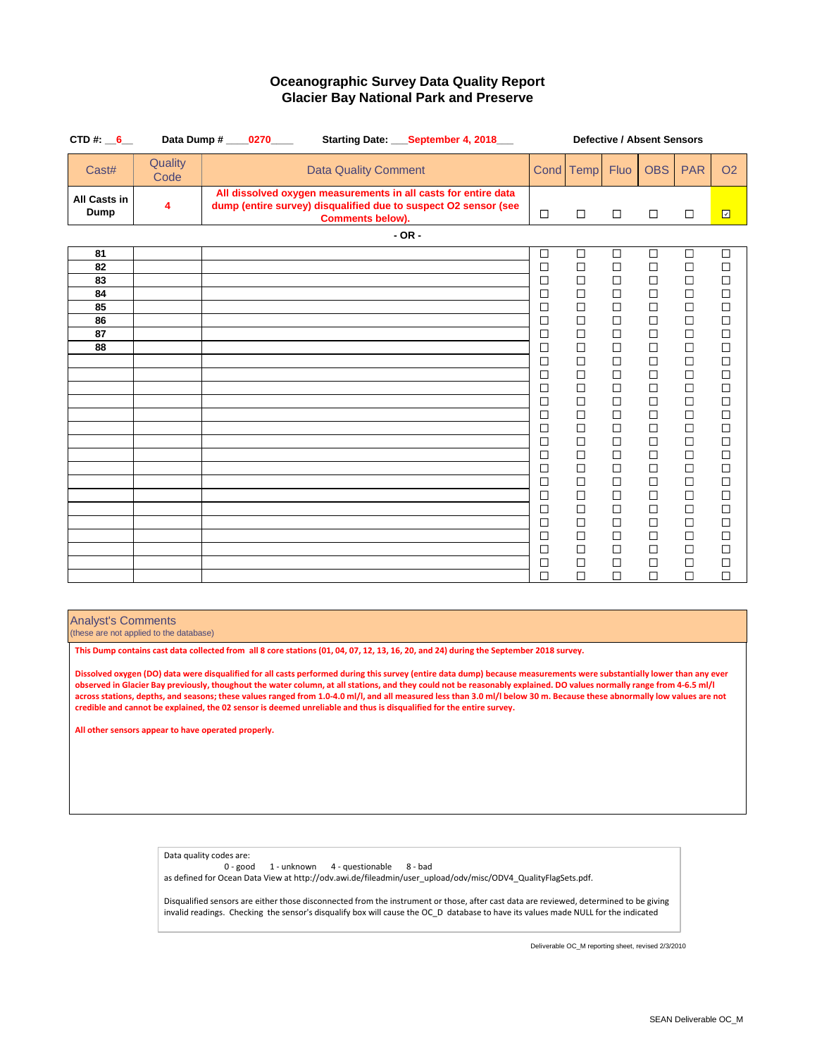# Oceanographic Survey Data Quality Report
## Glacier Bay National Park and Preserve

**CTD #:** 6 **Data Dump #** 0270 **Starting Date:** September 4, 2018 **Defective / Absent Sensors**

| Cast# | Quality Code | Data Quality Comment | Cond | Temp | Fluo | OBS | PAR | O2 |
|---|---|---|---|---|---|---|---|---|
| **All Casts in Dump** | **4** | **All dissolved oxygen measurements in all casts for entire data dump (entire survey) disqualified due to suspect O2 sensor (see Comments below).** | ☐ | ☐ | ☐ | ☐ | ☐ | ☑ |

**- OR -**

| Cast# | Quality Code | Data Quality Comment | Cond | Temp | Fluo | OBS | PAR | O2 |
|---|---|---|---|---|---|---|---|---|
| 81 | | | ☐ | ☐ | ☐ | ☐ | ☐ | ☐ |
| 82 | | | ☐ | ☐ | ☐ | ☐ | ☐ | ☐ |
| 83 | | | ☐ | ☐ | ☐ | ☐ | ☐ | ☐ |
| 84 | | | ☐ | ☐ | ☐ | ☐ | ☐ | ☐ |
| 85 | | | ☐ | ☐ | ☐ | ☐ | ☐ | ☐ |
| 86 | | | ☐ | ☐ | ☐ | ☐ | ☐ | ☐ |
| 87 | | | ☐ | ☐ | ☐ | ☐ | ☐ | ☐ |
| 88 | | | ☐ | ☐ | ☐ | ☐ | ☐ | ☐ |
| | | | ☐ | ☐ | ☐ | ☐ | ☐ | ☐ |
| | | | ☐ | ☐ | ☐ | ☐ | ☐ | ☐ |
| | | | ☐ | ☐ | ☐ | ☐ | ☐ | ☐ |
| | | | ☐ | ☐ | ☐ | ☐ | ☐ | ☐ |
| | | | ☐ | ☐ | ☐ | ☐ | ☐ | ☐ |
| | | | ☐ | ☐ | ☐ | ☐ | ☐ | ☐ |
| | | | ☐ | ☐ | ☐ | ☐ | ☐ | ☐ |
| | | | ☐ | ☐ | ☐ | ☐ | ☐ | ☐ |
| | | | ☐ | ☐ | ☐ | ☐ | ☐ | ☐ |
| | | | ☐ | ☐ | ☐ | ☐ | ☐ | ☐ |
| | | | ☐ | ☐ | ☐ | ☐ | ☐ | ☐ |
| | | | ☐ | ☐ | ☐ | ☐ | ☐ | ☐ |
| | | | ☐ | ☐ | ☐ | ☐ | ☐ | ☐ |
| | | | ☐ | ☐ | ☐ | ☐ | ☐ | ☐ |
| | | | ☐ | ☐ | ☐ | ☐ | ☐ | ☐ |
| | | | ☐ | ☐ | ☐ | ☐ | ☐ | ☐ |
| | | | ☐ | ☐ | ☐ | ☐ | ☐ | ☐ |

### Analyst's Comments
(these are not applied to the database)

**This Dump contains cast data collected from all 8 core stations (01, 04, 07, 12, 13, 16, 20, and 24) during the September 2018 survey.**

**Dissolved oxygen (DO) data were disqualified for all casts performed during this survey (entire data dump) because measurements were substantially lower than any ever observed in Glacier Bay previously, thoughout the water column, at all stations, and they could not be reasonably explained. DO values normally range from 4-6.5 ml/l across stations, depths, and seasons; these values ranged from 1.0-4.0 ml/l, and all measured less than 3.0 ml/l below 30 m. Because these abnormally low values are not credible and cannot be explained, the 02 sensor is deemed unreliable and thus is disqualified for the entire survey.**

**All other sensors appear to have operated properly.**

Data quality codes are:
0 - good 1 - unknown 4 - questionable 8 - bad
as defined for Ocean Data View at http://odv.awi.de/fileadmin/user_upload/odv/misc/ODV4_QualityFlagSets.pdf.

Disqualified sensors are either those disconnected from the instrument or those, after cast data are reviewed, determined to be giving invalid readings. Checking the sensor's disqualify box will cause the OC_D database to have its values made NULL for the indicated

Deliverable OC_M reporting sheet, revised 2/3/2010

SEAN Deliverable OC_M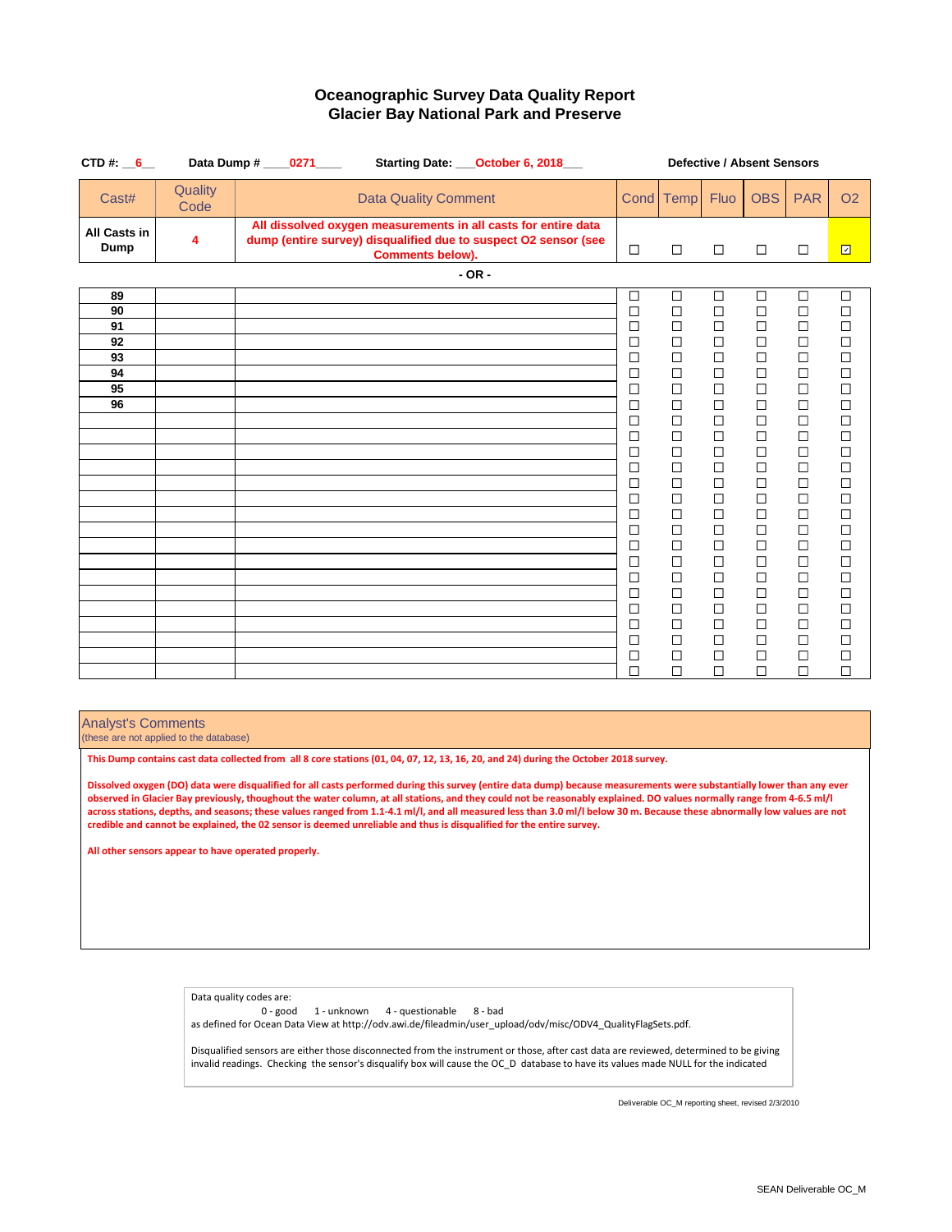# Oceanographic Survey Data Quality Report
## Glacier Bay National Park and Preserve

**CTD #:** __6__ **Data Dump #** ____0271____ **Starting Date:** ___October 6, 2018___

**Defective / Absent Sensors**

| Cast# | Quality Code | Data Quality Comment | Cond | Temp | Fluo | OBS | PAR | O2 |
|---|---|---|---|---|---|---|---|---|
| **All Casts in Dump** | **4** | **All dissolved oxygen measurements in all casts for entire data dump (entire survey) disqualified due to suspect O2 sensor (see Comments below).** | ☐ | ☐ | ☐ | ☐ | ☐ | ☑ |

**- OR -**

| Cast# | Quality Code | Data Quality Comment | Cond | Temp | Fluo | OBS | PAR | O2 |
|---|---|---|---|---|---|---|---|---|
| 89 | | | ☐ | ☐ | ☐ | ☐ | ☐ | ☐ |
| 90 | | | ☐ | ☐ | ☐ | ☐ | ☐ | ☐ |
| 91 | | | ☐ | ☐ | ☐ | ☐ | ☐ | ☐ |
| 92 | | | ☐ | ☐ | ☐ | ☐ | ☐ | ☐ |
| 93 | | | ☐ | ☐ | ☐ | ☐ | ☐ | ☐ |
| 94 | | | ☐ | ☐ | ☐ | ☐ | ☐ | ☐ |
| 95 | | | ☐ | ☐ | ☐ | ☐ | ☐ | ☐ |
| 96 | | | ☐ | ☐ | ☐ | ☐ | ☐ | ☐ |
| | | | ☐ | ☐ | ☐ | ☐ | ☐ | ☐ |
| | | | ☐ | ☐ | ☐ | ☐ | ☐ | ☐ |
| | | | ☐ | ☐ | ☐ | ☐ | ☐ | ☐ |
| | | | ☐ | ☐ | ☐ | ☐ | ☐ | ☐ |
| | | | ☐ | ☐ | ☐ | ☐ | ☐ | ☐ |
| | | | ☐ | ☐ | ☐ | ☐ | ☐ | ☐ |
| | | | ☐ | ☐ | ☐ | ☐ | ☐ | ☐ |
| | | | ☐ | ☐ | ☐ | ☐ | ☐ | ☐ |
| | | | ☐ | ☐ | ☐ | ☐ | ☐ | ☐ |
| | | | ☐ | ☐ | ☐ | ☐ | ☐ | ☐ |
| | | | ☐ | ☐ | ☐ | ☐ | ☐ | ☐ |
| | | | ☐ | ☐ | ☐ | ☐ | ☐ | ☐ |
| | | | ☐ | ☐ | ☐ | ☐ | ☐ | ☐ |
| | | | ☐ | ☐ | ☐ | ☐ | ☐ | ☐ |
| | | | ☐ | ☐ | ☐ | ☐ | ☐ | ☐ |
| | | | ☐ | ☐ | ☐ | ☐ | ☐ | ☐ |
| | | | ☐ | ☐ | ☐ | ☐ | ☐ | ☐ |

### Analyst's Comments
(these are not applied to the database)

**This Dump contains cast data collected from all 8 core stations (01, 04, 07, 12, 13, 16, 20, and 24) during the October 2018 survey.**

**Dissolved oxygen (DO) data were disqualified for all casts performed during this survey (entire data dump) because measurements were substantially lower than any ever observed in Glacier Bay previously, thoughout the water column, at all stations, and they could not be reasonably explained. DO values normally range from 4-6.5 ml/l across stations, depths, and seasons; these values ranged from 1.1-4.1 ml/l, and all measured less than 3.0 ml/l below 30 m. Because these abnormally low values are not credible and cannot be explained, the 02 sensor is deemed unreliable and thus is disqualified for the entire survey.**

**All other sensors appear to have operated properly.**

Data quality codes are:
0 - good  1 - unknown  4 - questionable  8 - bad
as defined for Ocean Data View at http://odv.awi.de/fileadmin/user_upload/odv/misc/ODV4_QualityFlagSets.pdf.

Disqualified sensors are either those disconnected from the instrument or those, after cast data are reviewed, determined to be giving invalid readings. Checking the sensor's disqualify box will cause the OC_D database to have its values made NULL for the indicated

Deliverable OC_M reporting sheet, revised 2/3/2010

SEAN Deliverable OC_M